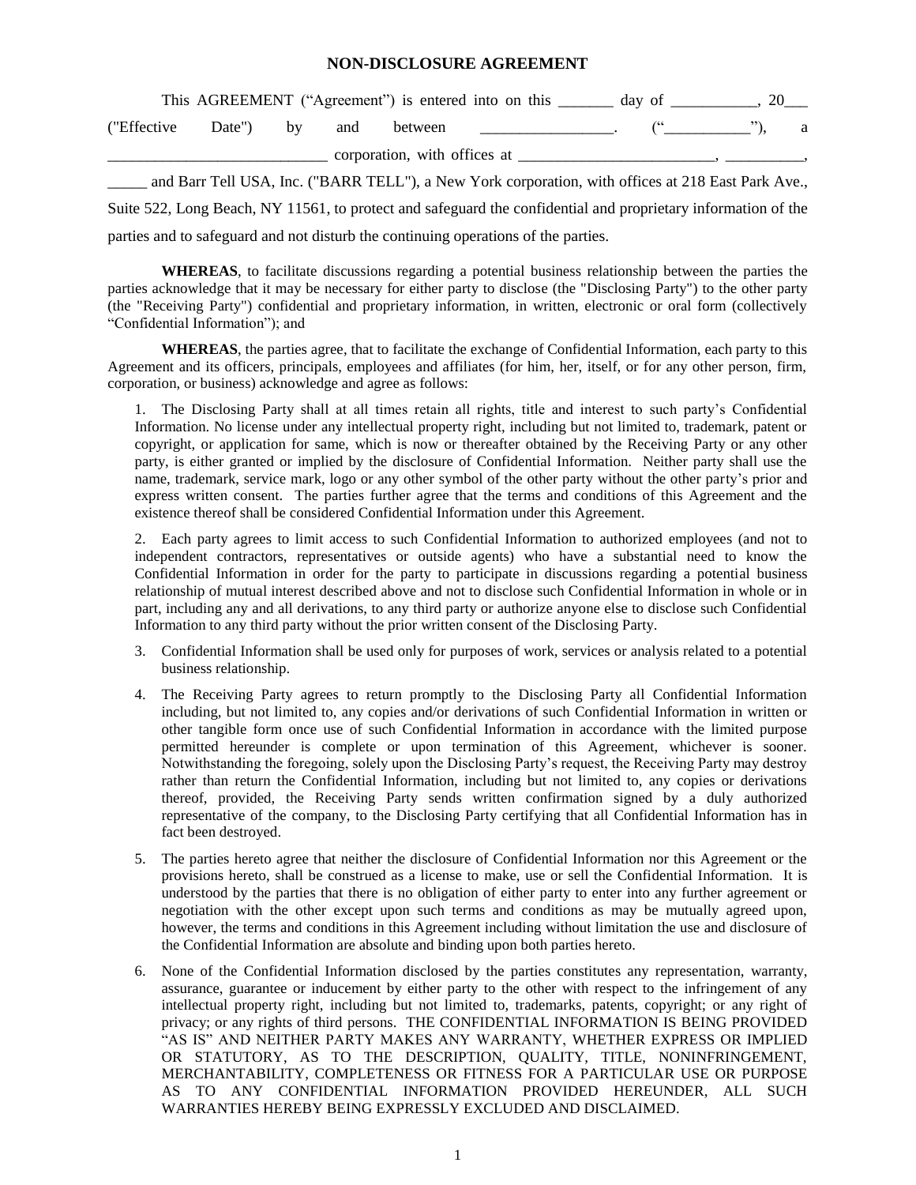# NON-DISCLOSURE AGREEMENT

This AGREEMENT ("Agreement") is entered into on this _______ day of ___________, 20___ ("Effective Date") by and between _________________. ("___________"), a ____________________________ corporation, with offices at _________________________, __________, _____ and Barr Tell USA, Inc. ("BARR TELL"), a New York corporation, with offices at 218 East Park Ave., Suite 522, Long Beach, NY 11561, to protect and safeguard the confidential and proprietary information of the parties and to safeguard and not disturb the continuing operations of the parties.

**WHEREAS**, to facilitate discussions regarding a potential business relationship between the parties the parties acknowledge that it may be necessary for either party to disclose (the "Disclosing Party") to the other party (the "Receiving Party") confidential and proprietary information, in written, electronic or oral form (collectively "Confidential Information"); and

**WHEREAS**, the parties agree, that to facilitate the exchange of Confidential Information, each party to this Agreement and its officers, principals, employees and affiliates (for him, her, itself, or for any other person, firm, corporation, or business) acknowledge and agree as follows:

1. The Disclosing Party shall at all times retain all rights, title and interest to such party's Confidential Information. No license under any intellectual property right, including but not limited to, trademark, patent or copyright, or application for same, which is now or thereafter obtained by the Receiving Party or any other party, is either granted or implied by the disclosure of Confidential Information. Neither party shall use the name, trademark, service mark, logo or any other symbol of the other party without the other party's prior and express written consent. The parties further agree that the terms and conditions of this Agreement and the existence thereof shall be considered Confidential Information under this Agreement.

2. Each party agrees to limit access to such Confidential Information to authorized employees (and not to independent contractors, representatives or outside agents) who have a substantial need to know the Confidential Information in order for the party to participate in discussions regarding a potential business relationship of mutual interest described above and not to disclose such Confidential Information in whole or in part, including any and all derivations, to any third party or authorize anyone else to disclose such Confidential Information to any third party without the prior written consent of the Disclosing Party.

3. Confidential Information shall be used only for purposes of work, services or analysis related to a potential business relationship.

4. The Receiving Party agrees to return promptly to the Disclosing Party all Confidential Information including, but not limited to, any copies and/or derivations of such Confidential Information in written or other tangible form once use of such Confidential Information in accordance with the limited purpose permitted hereunder is complete or upon termination of this Agreement, whichever is sooner. Notwithstanding the foregoing, solely upon the Disclosing Party's request, the Receiving Party may destroy rather than return the Confidential Information, including but not limited to, any copies or derivations thereof, provided, the Receiving Party sends written confirmation signed by a duly authorized representative of the company, to the Disclosing Party certifying that all Confidential Information has in fact been destroyed.

5. The parties hereto agree that neither the disclosure of Confidential Information nor this Agreement or the provisions hereto, shall be construed as a license to make, use or sell the Confidential Information. It is understood by the parties that there is no obligation of either party to enter into any further agreement or negotiation with the other except upon such terms and conditions as may be mutually agreed upon, however, the terms and conditions in this Agreement including without limitation the use and disclosure of the Confidential Information are absolute and binding upon both parties hereto.

6. None of the Confidential Information disclosed by the parties constitutes any representation, warranty, assurance, guarantee or inducement by either party to the other with respect to the infringement of any intellectual property right, including but not limited to, trademarks, patents, copyright; or any right of privacy; or any rights of third persons. THE CONFIDENTIAL INFORMATION IS BEING PROVIDED "AS IS" AND NEITHER PARTY MAKES ANY WARRANTY, WHETHER EXPRESS OR IMPLIED OR STATUTORY, AS TO THE DESCRIPTION, QUALITY, TITLE, NONINFRINGEMENT, MERCHANTABILITY, COMPLETENESS OR FITNESS FOR A PARTICULAR USE OR PURPOSE AS TO ANY CONFIDENTIAL INFORMATION PROVIDED HEREUNDER, ALL SUCH WARRANTIES HEREBY BEING EXPRESSLY EXCLUDED AND DISCLAIMED.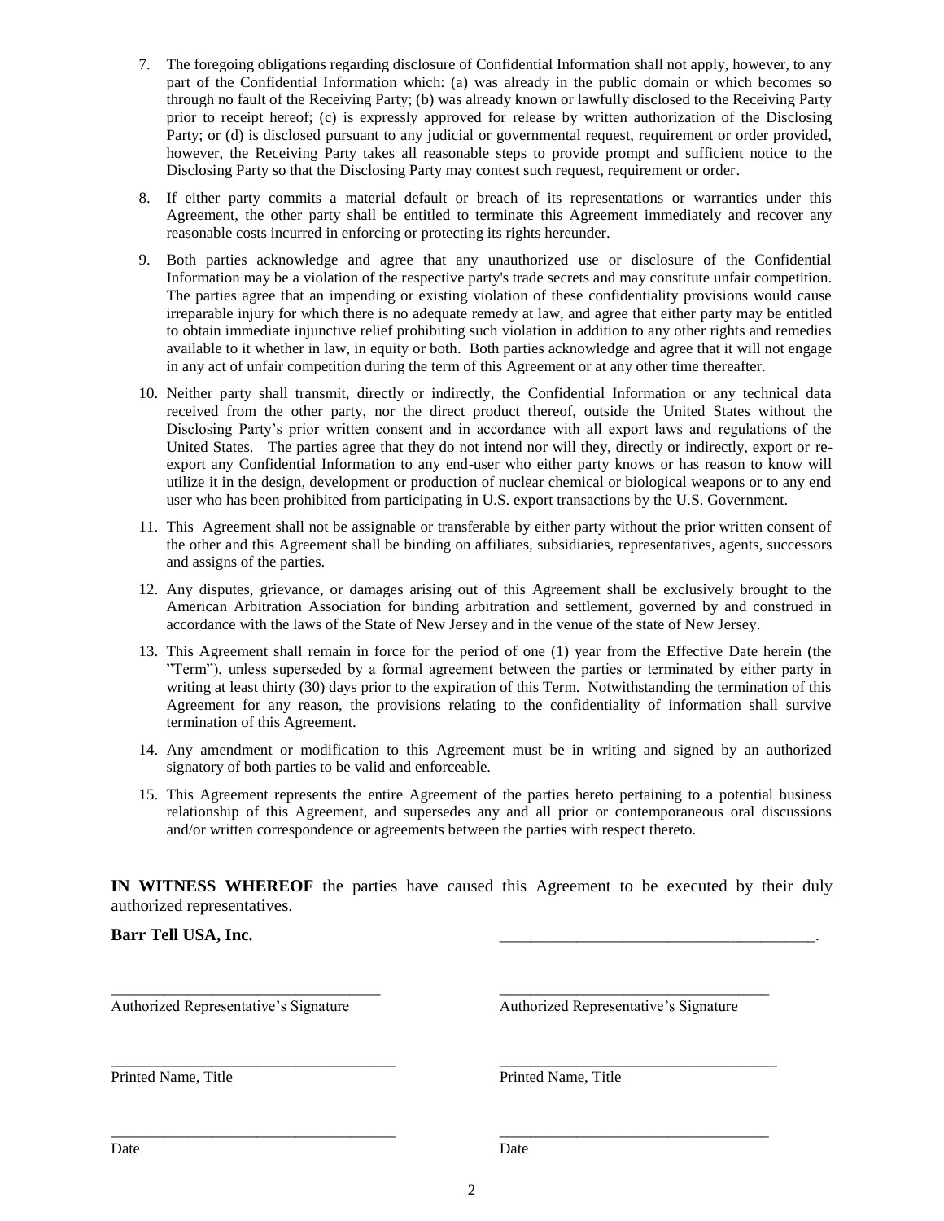7. The foregoing obligations regarding disclosure of Confidential Information shall not apply, however, to any part of the Confidential Information which: (a) was already in the public domain or which becomes so through no fault of the Receiving Party; (b) was already known or lawfully disclosed to the Receiving Party prior to receipt hereof; (c) is expressly approved for release by written authorization of the Disclosing Party; or (d) is disclosed pursuant to any judicial or governmental request, requirement or order provided, however, the Receiving Party takes all reasonable steps to provide prompt and sufficient notice to the Disclosing Party so that the Disclosing Party may contest such request, requirement or order.

8. If either party commits a material default or breach of its representations or warranties under this Agreement, the other party shall be entitled to terminate this Agreement immediately and recover any reasonable costs incurred in enforcing or protecting its rights hereunder.

9. Both parties acknowledge and agree that any unauthorized use or disclosure of the Confidential Information may be a violation of the respective party's trade secrets and may constitute unfair competition. The parties agree that an impending or existing violation of these confidentiality provisions would cause irreparable injury for which there is no adequate remedy at law, and agree that either party may be entitled to obtain immediate injunctive relief prohibiting such violation in addition to any other rights and remedies available to it whether in law, in equity or both. Both parties acknowledge and agree that it will not engage in any act of unfair competition during the term of this Agreement or at any other time thereafter.

10. Neither party shall transmit, directly or indirectly, the Confidential Information or any technical data received from the other party, nor the direct product thereof, outside the United States without the Disclosing Party's prior written consent and in accordance with all export laws and regulations of the United States. The parties agree that they do not intend nor will they, directly or indirectly, export or re-export any Confidential Information to any end-user who either party knows or has reason to know will utilize it in the design, development or production of nuclear chemical or biological weapons or to any end user who has been prohibited from participating in U.S. export transactions by the U.S. Government.

11. This Agreement shall not be assignable or transferable by either party without the prior written consent of the other and this Agreement shall be binding on affiliates, subsidiaries, representatives, agents, successors and assigns of the parties.

12. Any disputes, grievance, or damages arising out of this Agreement shall be exclusively brought to the American Arbitration Association for binding arbitration and settlement, governed by and construed in accordance with the laws of the State of New Jersey and in the venue of the state of New Jersey.

13. This Agreement shall remain in force for the period of one (1) year from the Effective Date herein (the "Term"), unless superseded by a formal agreement between the parties or terminated by either party in writing at least thirty (30) days prior to the expiration of this Term. Notwithstanding the termination of this Agreement for any reason, the provisions relating to the confidentiality of information shall survive termination of this Agreement.

14. Any amendment or modification to this Agreement must be in writing and signed by an authorized signatory of both parties to be valid and enforceable.

15. This Agreement represents the entire Agreement of the parties hereto pertaining to a potential business relationship of this Agreement, and supersedes any and all prior or contemporaneous oral discussions and/or written correspondence or agreements between the parties with respect thereto.

**IN WITNESS WHEREOF** the parties have caused this Agreement to be executed by their duly authorized representatives.

**Barr Tell USA, Inc.** ________________________________________.

________________________________ ________________________________
Authorized Representative's Signature Authorized Representative's Signature

________________________________ ________________________________
Printed Name, Title Printed Name, Title

________________________________ ________________________________
Date Date